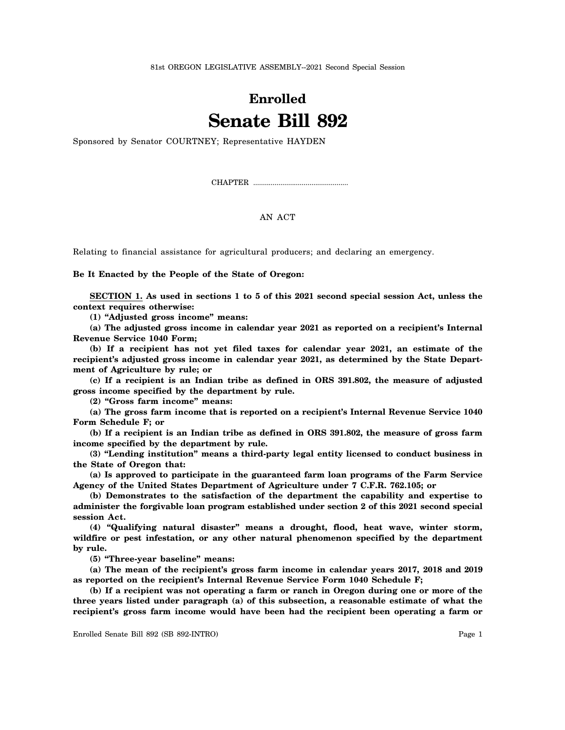81st OREGON LEGISLATIVE ASSEMBLY--2021 Second Special Session

# Enrolled

# Senate Bill 892

Sponsored by Senator COURTNEY; Representative HAYDEN

CHAPTER .................................................

AN ACT

Relating to financial assistance for agricultural producers; and declaring an emergency.

**Be It Enacted by the People of the State of Oregon:**

**SECTION 1. As used in sections 1 to 5 of this 2021 second special session Act, unless the context requires otherwise:**

**(1) "Adjusted gross income" means:**

**(a) The adjusted gross income in calendar year 2021 as reported on a recipient's Internal Revenue Service 1040 Form;**

**(b) If a recipient has not yet filed taxes for calendar year 2021, an estimate of the recipient's adjusted gross income in calendar year 2021, as determined by the State Department of Agriculture by rule; or**

**(c) If a recipient is an Indian tribe as defined in ORS 391.802, the measure of adjusted gross income specified by the department by rule.**

**(2) "Gross farm income" means:**

**(a) The gross farm income that is reported on a recipient's Internal Revenue Service 1040 Form Schedule F; or**

**(b) If a recipient is an Indian tribe as defined in ORS 391.802, the measure of gross farm income specified by the department by rule.**

**(3) "Lending institution" means a third-party legal entity licensed to conduct business in the State of Oregon that:**

**(a) Is approved to participate in the guaranteed farm loan programs of the Farm Service Agency of the United States Department of Agriculture under 7 C.F.R. 762.105; or**

**(b) Demonstrates to the satisfaction of the department the capability and expertise to administer the forgivable loan program established under section 2 of this 2021 second special session Act.**

**(4) "Qualifying natural disaster" means a drought, flood, heat wave, winter storm, wildfire or pest infestation, or any other natural phenomenon specified by the department by rule.**

**(5) "Three-year baseline" means:**

**(a) The mean of the recipient's gross farm income in calendar years 2017, 2018 and 2019 as reported on the recipient's Internal Revenue Service Form 1040 Schedule F;**

**(b) If a recipient was not operating a farm or ranch in Oregon during one or more of the three years listed under paragraph (a) of this subsection, a reasonable estimate of what the recipient's gross farm income would have been had the recipient been operating a farm or**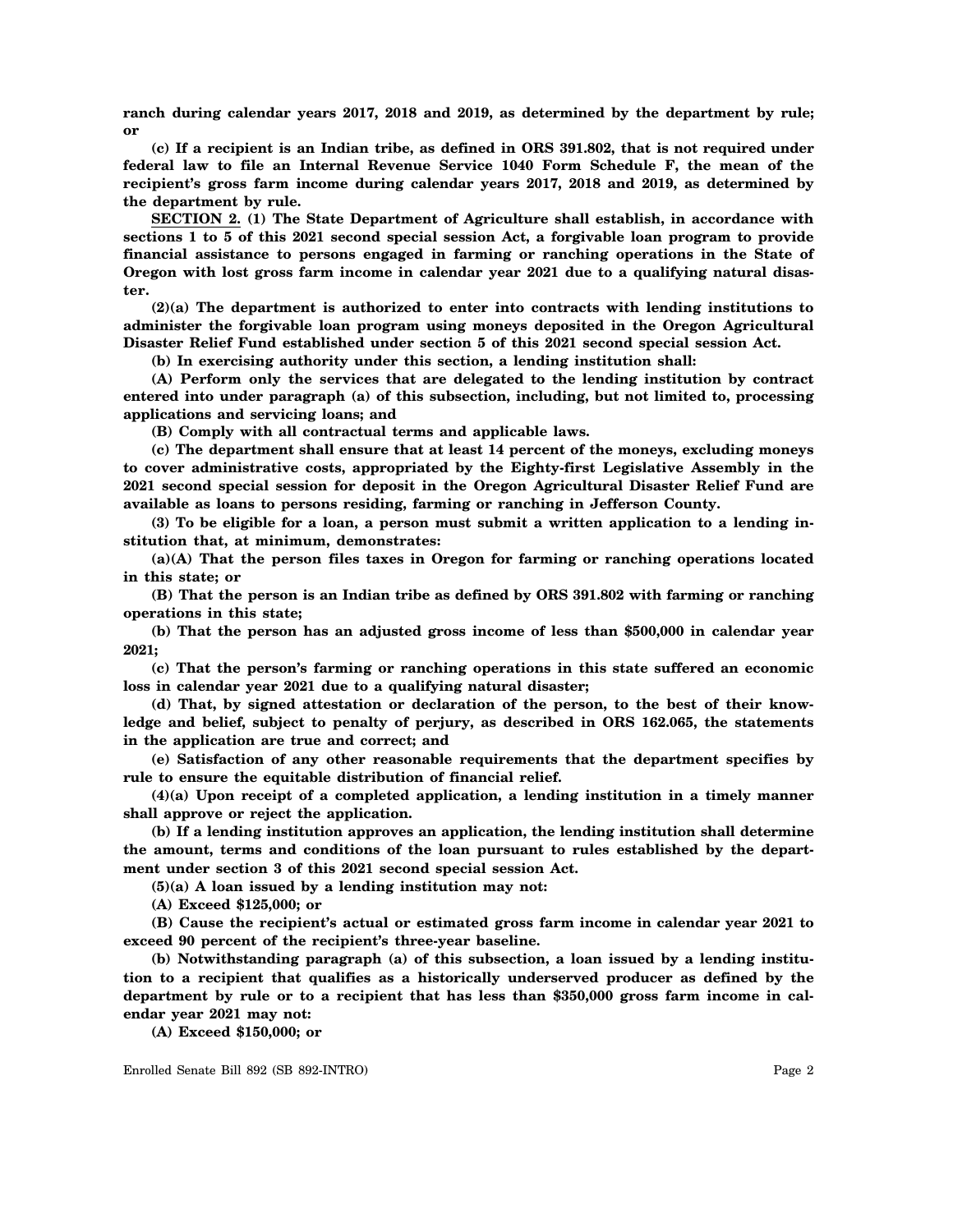**ranch during calendar years 2017, 2018 and 2019, as determined by the department by rule; or**

**(c) If a recipient is an Indian tribe, as defined in ORS 391.802, that is not required under federal law to file an Internal Revenue Service 1040 Form Schedule F, the mean of the recipient's gross farm income during calendar years 2017, 2018 and 2019, as determined by the department by rule.**

**SECTION 2. (1) The State Department of Agriculture shall establish, in accordance with sections 1 to 5 of this 2021 second special session Act, a forgivable loan program to provide financial assistance to persons engaged in farming or ranching operations in the State of Oregon with lost gross farm income in calendar year 2021 due to a qualifying natural disaster.**

**(2)(a) The department is authorized to enter into contracts with lending institutions to administer the forgivable loan program using moneys deposited in the Oregon Agricultural Disaster Relief Fund established under section 5 of this 2021 second special session Act.**

**(b) In exercising authority under this section, a lending institution shall:**

**(A) Perform only the services that are delegated to the lending institution by contract entered into under paragraph (a) of this subsection, including, but not limited to, processing applications and servicing loans; and**

**(B) Comply with all contractual terms and applicable laws.**

**(c) The department shall ensure that at least 14 percent of the moneys, excluding moneys to cover administrative costs, appropriated by the Eighty-first Legislative Assembly in the 2021 second special session for deposit in the Oregon Agricultural Disaster Relief Fund are available as loans to persons residing, farming or ranching in Jefferson County.**

**(3) To be eligible for a loan, a person must submit a written application to a lending institution that, at minimum, demonstrates:**

**(a)(A) That the person files taxes in Oregon for farming or ranching operations located in this state; or**

**(B) That the person is an Indian tribe as defined by ORS 391.802 with farming or ranching operations in this state;**

**(b) That the person has an adjusted gross income of less than $500,000 in calendar year 2021;**

**(c) That the person's farming or ranching operations in this state suffered an economic loss in calendar year 2021 due to a qualifying natural disaster;**

**(d) That, by signed attestation or declaration of the person, to the best of their knowledge and belief, subject to penalty of perjury, as described in ORS 162.065, the statements in the application are true and correct; and**

**(e) Satisfaction of any other reasonable requirements that the department specifies by rule to ensure the equitable distribution of financial relief.**

**(4)(a) Upon receipt of a completed application, a lending institution in a timely manner shall approve or reject the application.**

**(b) If a lending institution approves an application, the lending institution shall determine the amount, terms and conditions of the loan pursuant to rules established by the department under section 3 of this 2021 second special session Act.**

**(5)(a) A loan issued by a lending institution may not:**

**(A) Exceed $125,000; or**

**(B) Cause the recipient's actual or estimated gross farm income in calendar year 2021 to exceed 90 percent of the recipient's three-year baseline.**

**(b) Notwithstanding paragraph (a) of this subsection, a loan issued by a lending institution to a recipient that qualifies as a historically underserved producer as defined by the department by rule or to a recipient that has less than $350,000 gross farm income in calendar year 2021 may not:**

**(A) Exceed $150,000; or**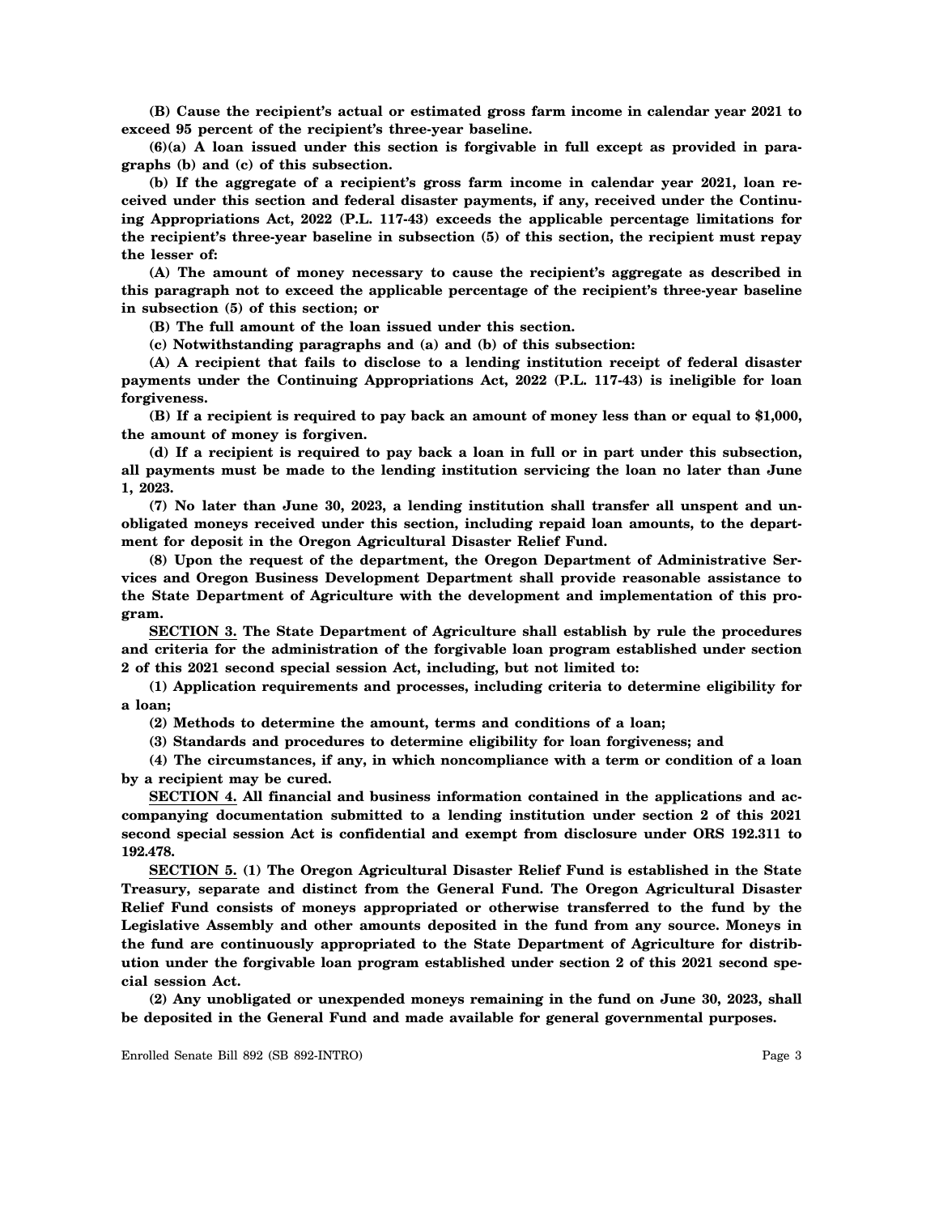**(B) Cause the recipient's actual or estimated gross farm income in calendar year 2021 to exceed 95 percent of the recipient's three-year baseline.**

**(6)(a) A loan issued under this section is forgivable in full except as provided in paragraphs (b) and (c) of this subsection.**

**(b) If the aggregate of a recipient's gross farm income in calendar year 2021, loan received under this section and federal disaster payments, if any, received under the Continuing Appropriations Act, 2022 (P.L. 117-43) exceeds the applicable percentage limitations for the recipient's three-year baseline in subsection (5) of this section, the recipient must repay the lesser of:**

**(A) The amount of money necessary to cause the recipient's aggregate as described in this paragraph not to exceed the applicable percentage of the recipient's three-year baseline in subsection (5) of this section; or**

**(B) The full amount of the loan issued under this section.**

**(c) Notwithstanding paragraphs and (a) and (b) of this subsection:**

**(A) A recipient that fails to disclose to a lending institution receipt of federal disaster payments under the Continuing Appropriations Act, 2022 (P.L. 117-43) is ineligible for loan forgiveness.**

**(B) If a recipient is required to pay back an amount of money less than or equal to $1,000, the amount of money is forgiven.**

**(d) If a recipient is required to pay back a loan in full or in part under this subsection, all payments must be made to the lending institution servicing the loan no later than June 1, 2023.**

**(7) No later than June 30, 2023, a lending institution shall transfer all unspent and unobligated moneys received under this section, including repaid loan amounts, to the department for deposit in the Oregon Agricultural Disaster Relief Fund.**

**(8) Upon the request of the department, the Oregon Department of Administrative Services and Oregon Business Development Department shall provide reasonable assistance to the State Department of Agriculture with the development and implementation of this program.**

**SECTION 3. The State Department of Agriculture shall establish by rule the procedures and criteria for the administration of the forgivable loan program established under section 2 of this 2021 second special session Act, including, but not limited to:**

**(1) Application requirements and processes, including criteria to determine eligibility for a loan;**

**(2) Methods to determine the amount, terms and conditions of a loan;**

**(3) Standards and procedures to determine eligibility for loan forgiveness; and**

**(4) The circumstances, if any, in which noncompliance with a term or condition of a loan by a recipient may be cured.**

**SECTION 4. All financial and business information contained in the applications and accompanying documentation submitted to a lending institution under section 2 of this 2021 second special session Act is confidential and exempt from disclosure under ORS 192.311 to 192.478.**

**SECTION 5. (1) The Oregon Agricultural Disaster Relief Fund is established in the State Treasury, separate and distinct from the General Fund. The Oregon Agricultural Disaster Relief Fund consists of moneys appropriated or otherwise transferred to the fund by the Legislative Assembly and other amounts deposited in the fund from any source. Moneys in the fund are continuously appropriated to the State Department of Agriculture for distribution under the forgivable loan program established under section 2 of this 2021 second special session Act.**

**(2) Any unobligated or unexpended moneys remaining in the fund on June 30, 2023, shall be deposited in the General Fund and made available for general governmental purposes.**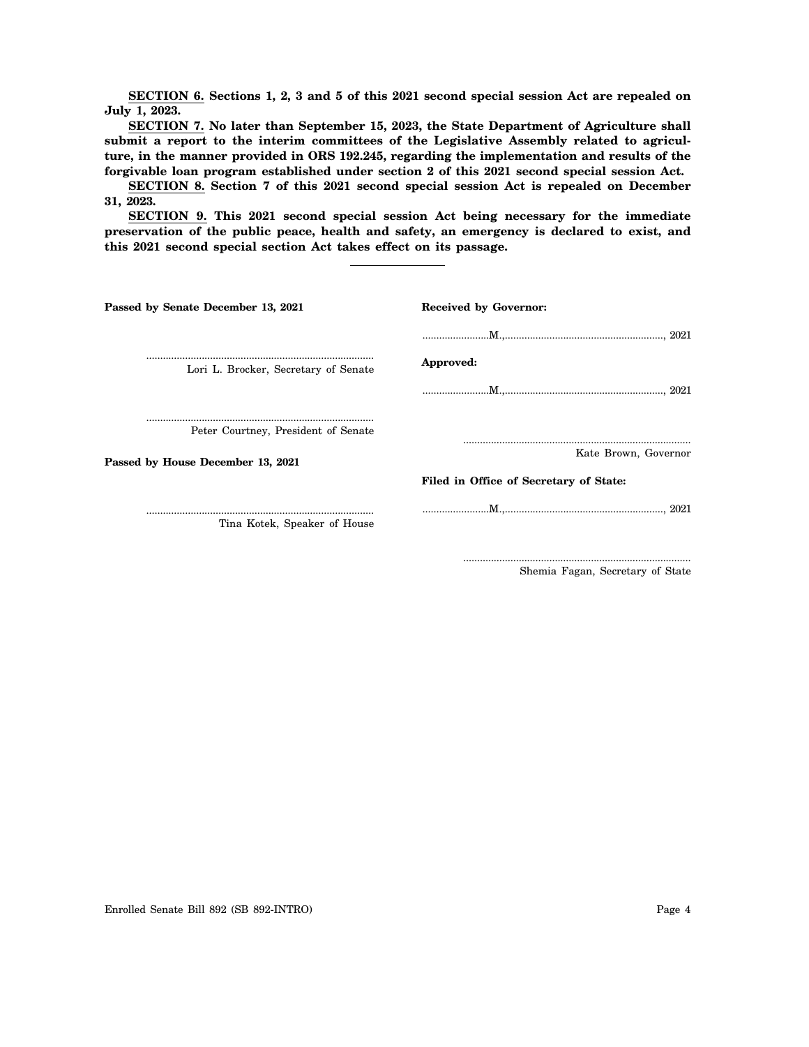**<u>SECTION 6.</u> Sections 1, 2, 3 and 5 of this 2021 second special session Act are repealed on July 1, 2023.**

**<u>SECTION 7.</u> No later than September 15, 2023, the State Department of Agriculture shall submit a report to the interim committees of the Legislative Assembly related to agriculture, in the manner provided in ORS 192.245, regarding the implementation and results of the forgivable loan program established under section 2 of this 2021 second special session Act.**

**<u>SECTION 8.</u> Section 7 of this 2021 second special session Act is repealed on December 31, 2023.**

**<u>SECTION 9.</u> This 2021 second special session Act being necessary for the immediate preservation of the public peace, health and safety, an emergency is declared to exist, and this 2021 second special section Act takes effect on its passage.**

---

**Passed by Senate December 13, 2021**

..................................................................................
Lori L. Brocker, Secretary of Senate

..................................................................................
Peter Courtney, President of Senate

**Passed by House December 13, 2021**

..................................................................................
Tina Kotek, Speaker of House

**Received by Governor:**

........................M.,.........................................................., 2021

**Approved:**

........................M.,.........................................................., 2021

..................................................................................
Kate Brown, Governor

**Filed in Office of Secretary of State:**

........................M.,.........................................................., 2021

..................................................................................
Shemia Fagan, Secretary of State

Enrolled Senate Bill 892 (SB 892-INTRO)